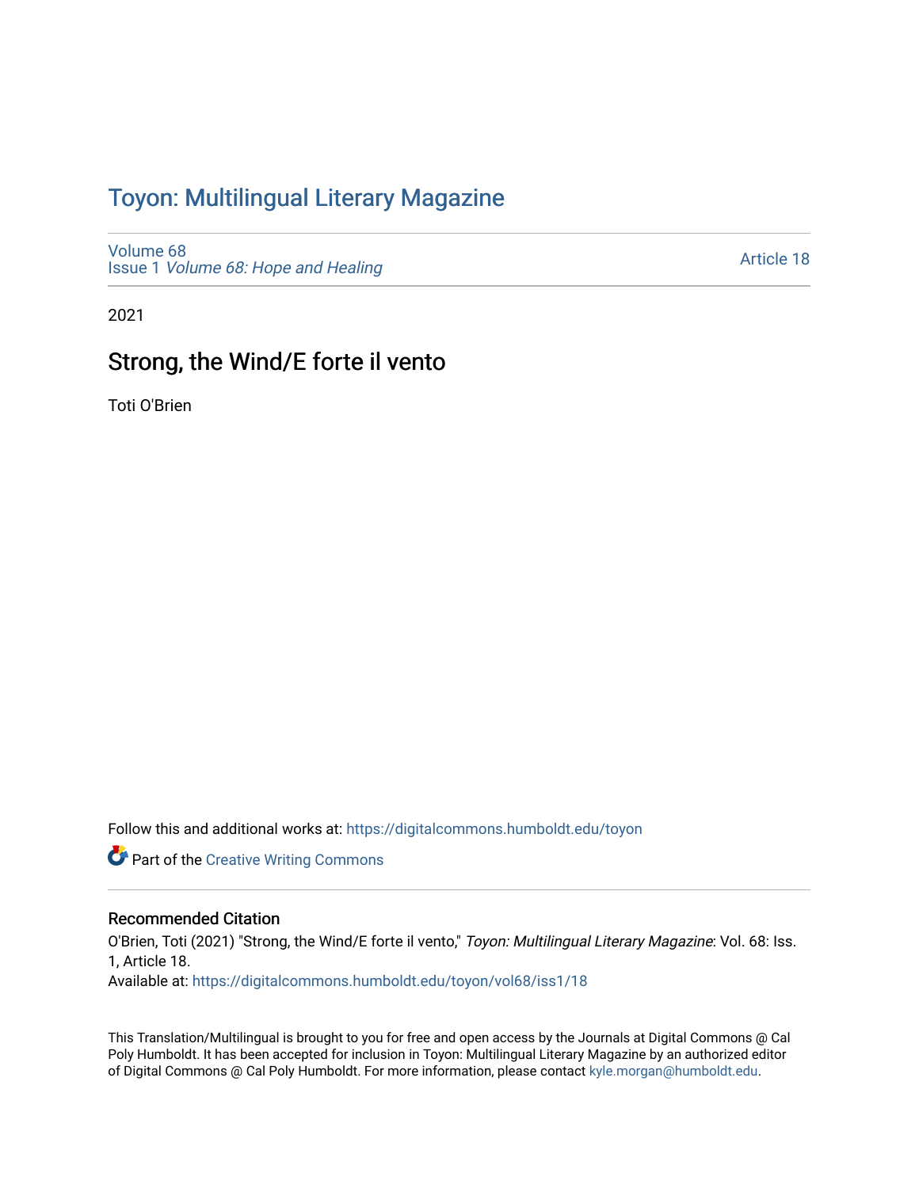# Toyon: Multilingual Literary Magazine

Volume 68
Issue 1 *Volume 68: Hope and Healing*

Article 18

2021

## Strong, the Wind/E forte il vento

Toti O'Brien

Follow this and additional works at: https://digitalcommons.humboldt.edu/toyon

Part of the Creative Writing Commons

### Recommended Citation

O'Brien, Toti (2021) "Strong, the Wind/E forte il vento," *Toyon: Multilingual Literary Magazine*: Vol. 68: Iss. 1, Article 18.
Available at: https://digitalcommons.humboldt.edu/toyon/vol68/iss1/18

This Translation/Multilingual is brought to you for free and open access by the Journals at Digital Commons @ Cal Poly Humboldt. It has been accepted for inclusion in Toyon: Multilingual Literary Magazine by an authorized editor of Digital Commons @ Cal Poly Humboldt. For more information, please contact kyle.morgan@humboldt.edu.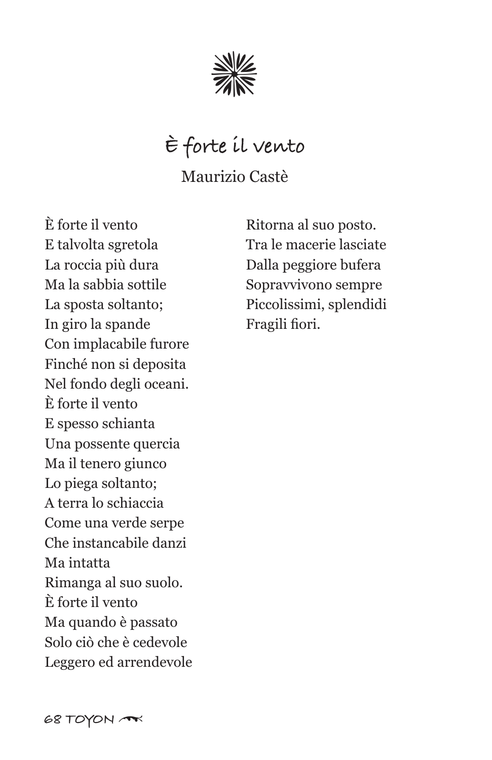# È forte il vento

Maurizio Castè

È forte il vento  
E talvolta sgretola  
La roccia più dura  
Ma la sabbia sottile  
La sposta soltanto;  
In giro la spande  
Con implacabile furore  
Finché non si deposita  
Nel fondo degli oceani.  
È forte il vento  
E spesso schianta  
Una possente quercia  
Ma il tenero giunco  
Lo piega soltanto;  
A terra lo schiaccia  
Come una verde serpe  
Che instancabile danzi  
Ma intatta  
Rimanga al suo suolo.  
È forte il vento  
Ma quando è passato  
Solo ciò che è cedevole  
Leggero ed arrendevole  
Ritorna al suo posto.  
Tra le macerie lasciate  
Dalla peggiore bufera  
Sopravvivono sempre  
Piccolissimi, splendidi  
Fragili fiori.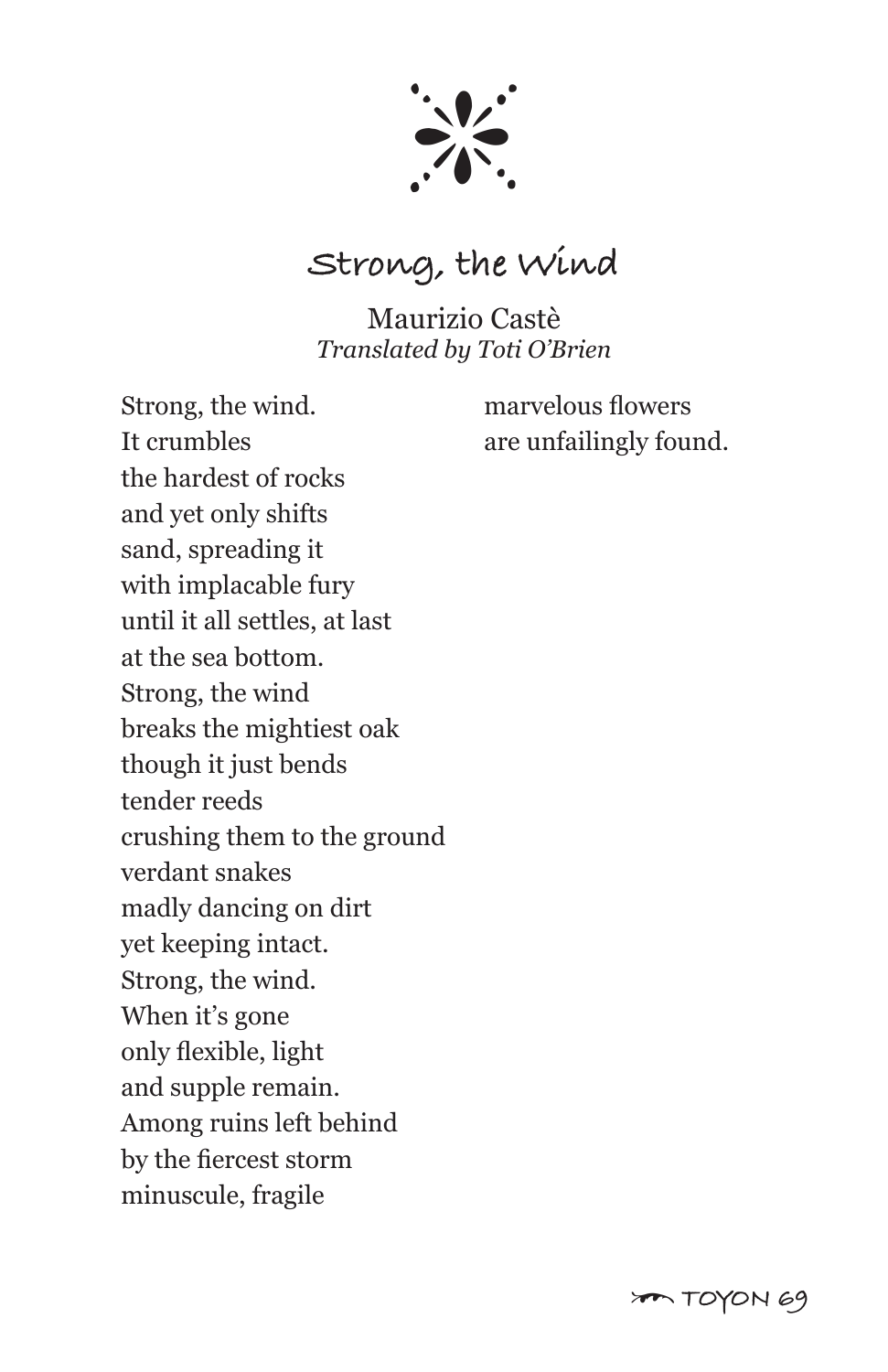## Strong, the Wind

Maurizio Castè
*Translated by Toti O'Brien*

Strong, the wind.
It crumbles
the hardest of rocks
and yet only shifts
sand, spreading it
with implacable fury
until it all settles, at last
at the sea bottom.
Strong, the wind
breaks the mightiest oak
though it just bends
tender reeds
crushing them to the ground
verdant snakes
madly dancing on dirt
yet keeping intact.
Strong, the wind.
When it's gone
only flexible, light
and supple remain.
Among ruins left behind
by the fiercest storm
minuscule, fragile
marvelous flowers
are unfailingly found.